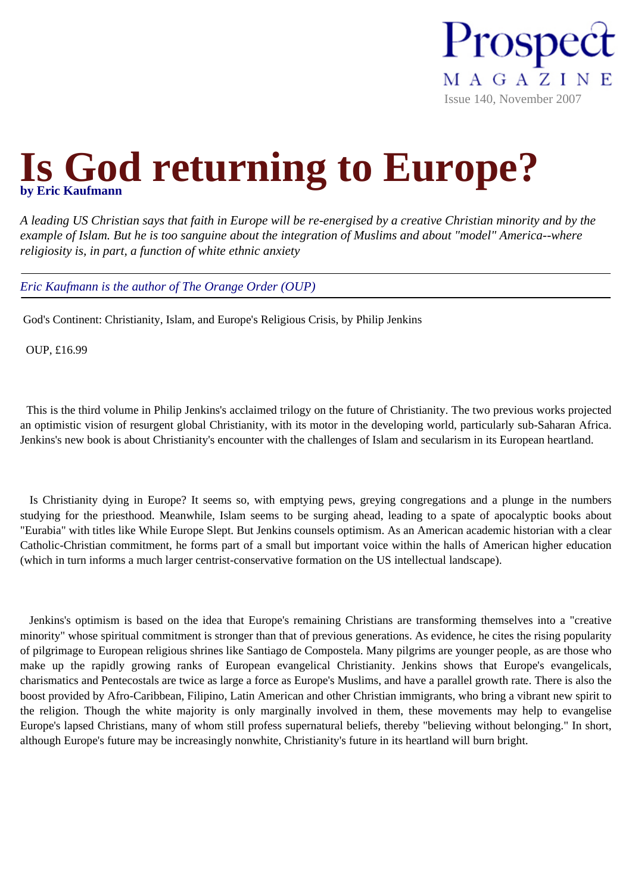Prospect

MAGAZINE

Issue 140, November 2007

# Is God returning to Europe?

**by Eric Kaufmann**

*A leading US Christian says that faith in Europe will be re-energised by a creative Christian minority and by the example of Islam. But he is too sanguine about the integration of Muslims and about "model" America--where religiosity is, in part, a function of white ethnic anxiety*

---

*Eric Kaufmann is the author of The Orange Order (OUP)*

---

God's Continent: Christianity, Islam, and Europe's Religious Crisis, by Philip Jenkins

OUP, £16.99

This is the third volume in Philip Jenkins's acclaimed trilogy on the future of Christianity. The two previous works projected an optimistic vision of resurgent global Christianity, with its motor in the developing world, particularly sub-Saharan Africa. Jenkins's new book is about Christianity's encounter with the challenges of Islam and secularism in its European heartland.

Is Christianity dying in Europe? It seems so, with emptying pews, greying congregations and a plunge in the numbers studying for the priesthood. Meanwhile, Islam seems to be surging ahead, leading to a spate of apocalyptic books about "Eurabia" with titles like While Europe Slept. But Jenkins counsels optimism. As an American academic historian with a clear Catholic-Christian commitment, he forms part of a small but important voice within the halls of American higher education (which in turn informs a much larger centrist-conservative formation on the US intellectual landscape).

Jenkins's optimism is based on the idea that Europe's remaining Christians are transforming themselves into a "creative minority" whose spiritual commitment is stronger than that of previous generations. As evidence, he cites the rising popularity of pilgrimage to European religious shrines like Santiago de Compostela. Many pilgrims are younger people, as are those who make up the rapidly growing ranks of European evangelical Christianity. Jenkins shows that Europe's evangelicals, charismatics and Pentecostals are twice as large a force as Europe's Muslims, and have a parallel growth rate. There is also the boost provided by Afro-Caribbean, Filipino, Latin American and other Christian immigrants, who bring a vibrant new spirit to the religion. Though the white majority is only marginally involved in them, these movements may help to evangelise Europe's lapsed Christians, many of whom still profess supernatural beliefs, thereby "believing without belonging." In short, although Europe's future may be increasingly nonwhite, Christianity's future in its heartland will burn bright.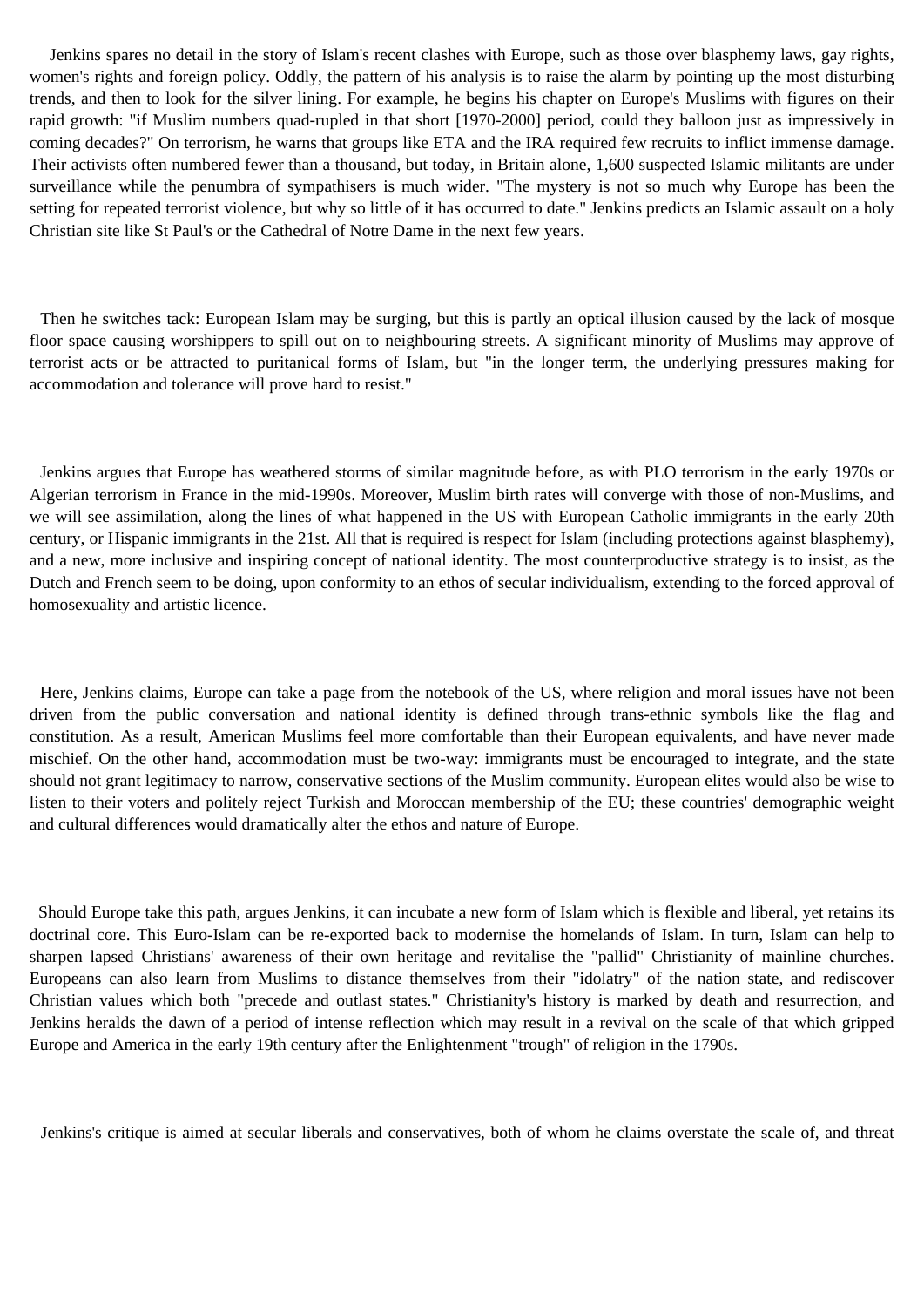Jenkins spares no detail in the story of Islam's recent clashes with Europe, such as those over blasphemy laws, gay rights, women's rights and foreign policy. Oddly, the pattern of his analysis is to raise the alarm by pointing up the most disturbing trends, and then to look for the silver lining. For example, he begins his chapter on Europe's Muslims with figures on their rapid growth: "if Muslim numbers quad-rupled in that short [1970-2000] period, could they balloon just as impressively in coming decades?" On terrorism, he warns that groups like ETA and the IRA required few recruits to inflict immense damage. Their activists often numbered fewer than a thousand, but today, in Britain alone, 1,600 suspected Islamic militants are under surveillance while the penumbra of sympathisers is much wider. "The mystery is not so much why Europe has been the setting for repeated terrorist violence, but why so little of it has occurred to date." Jenkins predicts an Islamic assault on a holy Christian site like St Paul's or the Cathedral of Notre Dame in the next few years.

Then he switches tack: European Islam may be surging, but this is partly an optical illusion caused by the lack of mosque floor space causing worshippers to spill out on to neighbouring streets. A significant minority of Muslims may approve of terrorist acts or be attracted to puritanical forms of Islam, but "in the longer term, the underlying pressures making for accommodation and tolerance will prove hard to resist."

Jenkins argues that Europe has weathered storms of similar magnitude before, as with PLO terrorism in the early 1970s or Algerian terrorism in France in the mid-1990s. Moreover, Muslim birth rates will converge with those of non-Muslims, and we will see assimilation, along the lines of what happened in the US with European Catholic immigrants in the early 20th century, or Hispanic immigrants in the 21st. All that is required is respect for Islam (including protections against blasphemy), and a new, more inclusive and inspiring concept of national identity. The most counterproductive strategy is to insist, as the Dutch and French seem to be doing, upon conformity to an ethos of secular individualism, extending to the forced approval of homosexuality and artistic licence.

Here, Jenkins claims, Europe can take a page from the notebook of the US, where religion and moral issues have not been driven from the public conversation and national identity is defined through trans-ethnic symbols like the flag and constitution. As a result, American Muslims feel more comfortable than their European equivalents, and have never made mischief. On the other hand, accommodation must be two-way: immigrants must be encouraged to integrate, and the state should not grant legitimacy to narrow, conservative sections of the Muslim community. European elites would also be wise to listen to their voters and politely reject Turkish and Moroccan membership of the EU; these countries' demographic weight and cultural differences would dramatically alter the ethos and nature of Europe.

Should Europe take this path, argues Jenkins, it can incubate a new form of Islam which is flexible and liberal, yet retains its doctrinal core. This Euro-Islam can be re-exported back to modernise the homelands of Islam. In turn, Islam can help to sharpen lapsed Christians' awareness of their own heritage and revitalise the "pallid" Christianity of mainline churches. Europeans can also learn from Muslims to distance themselves from their "idolatry" of the nation state, and rediscover Christian values which both "precede and outlast states." Christianity's history is marked by death and resurrection, and Jenkins heralds the dawn of a period of intense reflection which may result in a revival on the scale of that which gripped Europe and America in the early 19th century after the Enlightenment "trough" of religion in the 1790s.

Jenkins's critique is aimed at secular liberals and conservatives, both of whom he claims overstate the scale of, and threat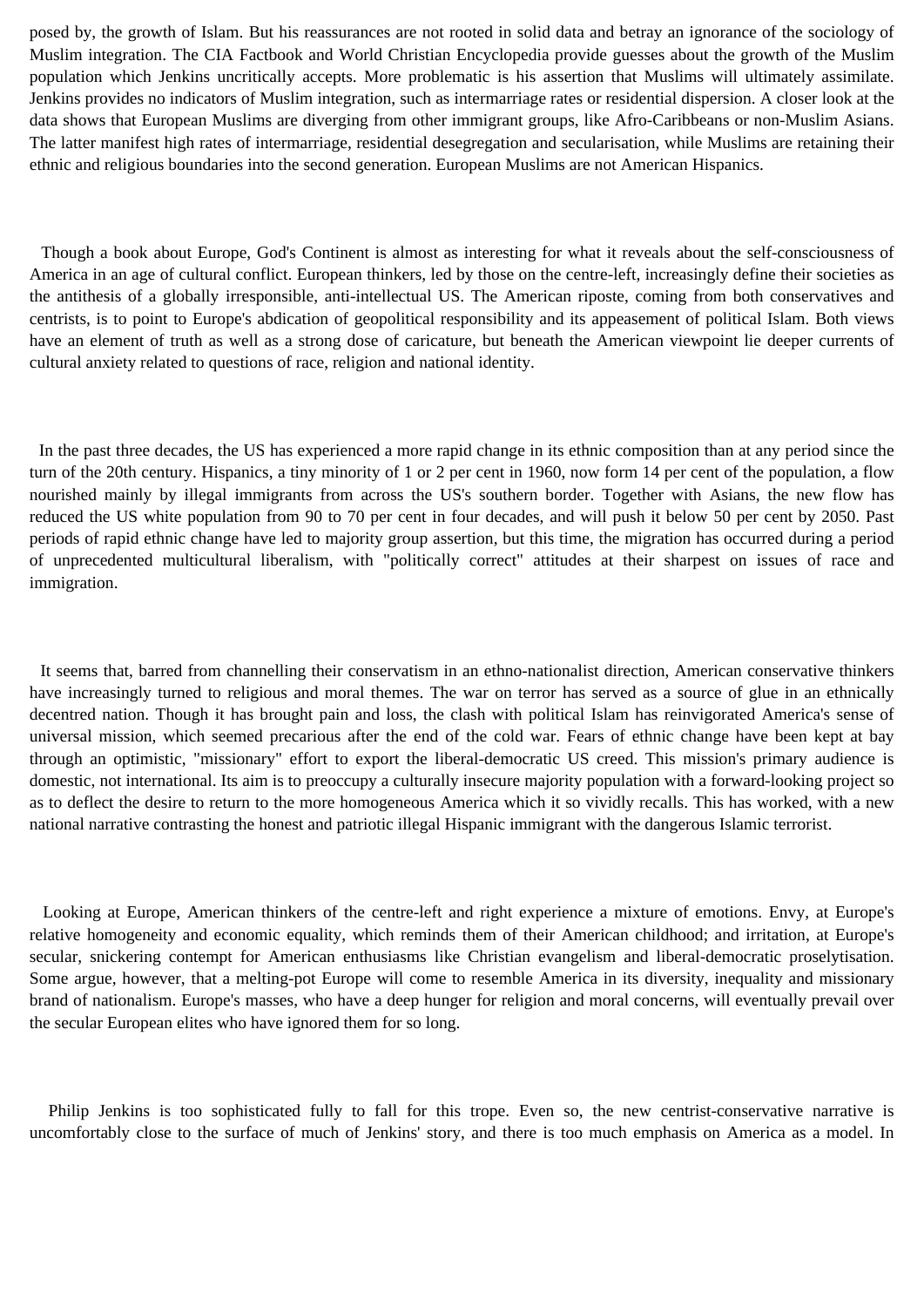posed by, the growth of Islam. But his reassurances are not rooted in solid data and betray an ignorance of the sociology of Muslim integration. The CIA Factbook and World Christian Encyclopedia provide guesses about the growth of the Muslim population which Jenkins uncritically accepts. More problematic is his assertion that Muslims will ultimately assimilate. Jenkins provides no indicators of Muslim integration, such as intermarriage rates or residential dispersion. A closer look at the data shows that European Muslims are diverging from other immigrant groups, like Afro-Caribbeans or non-Muslim Asians. The latter manifest high rates of intermarriage, residential desegregation and secularisation, while Muslims are retaining their ethnic and religious boundaries into the second generation. European Muslims are not American Hispanics.

Though a book about Europe, God's Continent is almost as interesting for what it reveals about the self-consciousness of America in an age of cultural conflict. European thinkers, led by those on the centre-left, increasingly define their societies as the antithesis of a globally irresponsible, anti-intellectual US. The American riposte, coming from both conservatives and centrists, is to point to Europe's abdication of geopolitical responsibility and its appeasement of political Islam. Both views have an element of truth as well as a strong dose of caricature, but beneath the American viewpoint lie deeper currents of cultural anxiety related to questions of race, religion and national identity.

In the past three decades, the US has experienced a more rapid change in its ethnic composition than at any period since the turn of the 20th century. Hispanics, a tiny minority of 1 or 2 per cent in 1960, now form 14 per cent of the population, a flow nourished mainly by illegal immigrants from across the US's southern border. Together with Asians, the new flow has reduced the US white population from 90 to 70 per cent in four decades, and will push it below 50 per cent by 2050. Past periods of rapid ethnic change have led to majority group assertion, but this time, the migration has occurred during a period of unprecedented multicultural liberalism, with "politically correct" attitudes at their sharpest on issues of race and immigration.

It seems that, barred from channelling their conservatism in an ethno-nationalist direction, American conservative thinkers have increasingly turned to religious and moral themes. The war on terror has served as a source of glue in an ethnically decentred nation. Though it has brought pain and loss, the clash with political Islam has reinvigorated America's sense of universal mission, which seemed precarious after the end of the cold war. Fears of ethnic change have been kept at bay through an optimistic, "missionary" effort to export the liberal-democratic US creed. This mission's primary audience is domestic, not international. Its aim is to preoccupy a culturally insecure majority population with a forward-looking project so as to deflect the desire to return to the more homogeneous America which it so vividly recalls. This has worked, with a new national narrative contrasting the honest and patriotic illegal Hispanic immigrant with the dangerous Islamic terrorist.

Looking at Europe, American thinkers of the centre-left and right experience a mixture of emotions. Envy, at Europe's relative homogeneity and economic equality, which reminds them of their American childhood; and irritation, at Europe's secular, snickering contempt for American enthusiasms like Christian evangelism and liberal-democratic proselytisation. Some argue, however, that a melting-pot Europe will come to resemble America in its diversity, inequality and missionary brand of nationalism. Europe's masses, who have a deep hunger for religion and moral concerns, will eventually prevail over the secular European elites who have ignored them for so long.

Philip Jenkins is too sophisticated fully to fall for this trope. Even so, the new centrist-conservative narrative is uncomfortably close to the surface of much of Jenkins' story, and there is too much emphasis on America as a model. In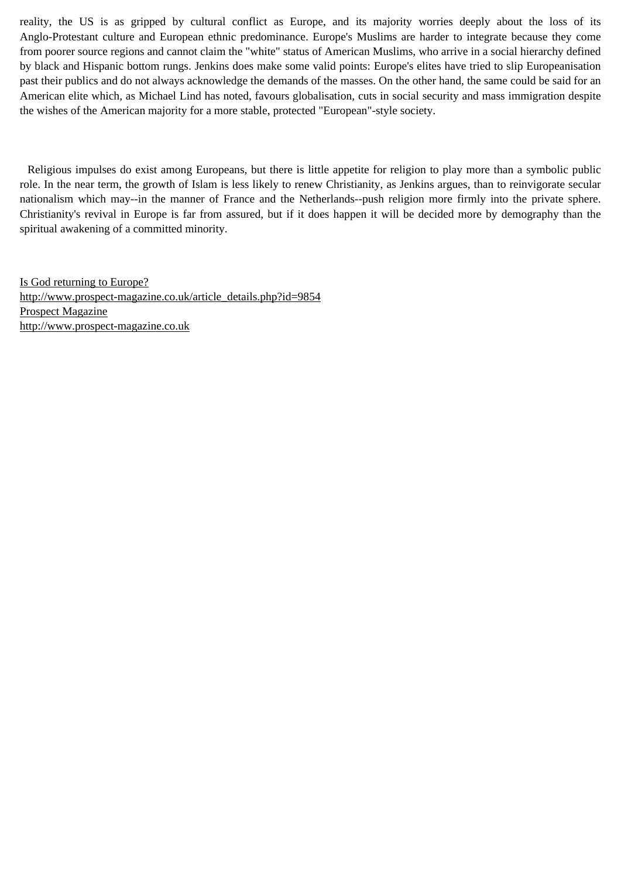reality, the US is as gripped by cultural conflict as Europe, and its majority worries deeply about the loss of its Anglo-Protestant culture and European ethnic predominance. Europe's Muslims are harder to integrate because they come from poorer source regions and cannot claim the "white" status of American Muslims, who arrive in a social hierarchy defined by black and Hispanic bottom rungs. Jenkins does make some valid points: Europe's elites have tried to slip Europeanisation past their publics and do not always acknowledge the demands of the masses. On the other hand, the same could be said for an American elite which, as Michael Lind has noted, favours globalisation, cuts in social security and mass immigration despite the wishes of the American majority for a more stable, protected "European"-style society.

Religious impulses do exist among Europeans, but there is little appetite for religion to play more than a symbolic public role. In the near term, the growth of Islam is less likely to renew Christianity, as Jenkins argues, than to reinvigorate secular nationalism which may--in the manner of France and the Netherlands--push religion more firmly into the private sphere. Christianity's revival in Europe is far from assured, but if it does happen it will be decided more by demography than the spiritual awakening of a committed minority.

Is God returning to Europe?
http://www.prospect-magazine.co.uk/article_details.php?id=9854
Prospect Magazine
http://www.prospect-magazine.co.uk